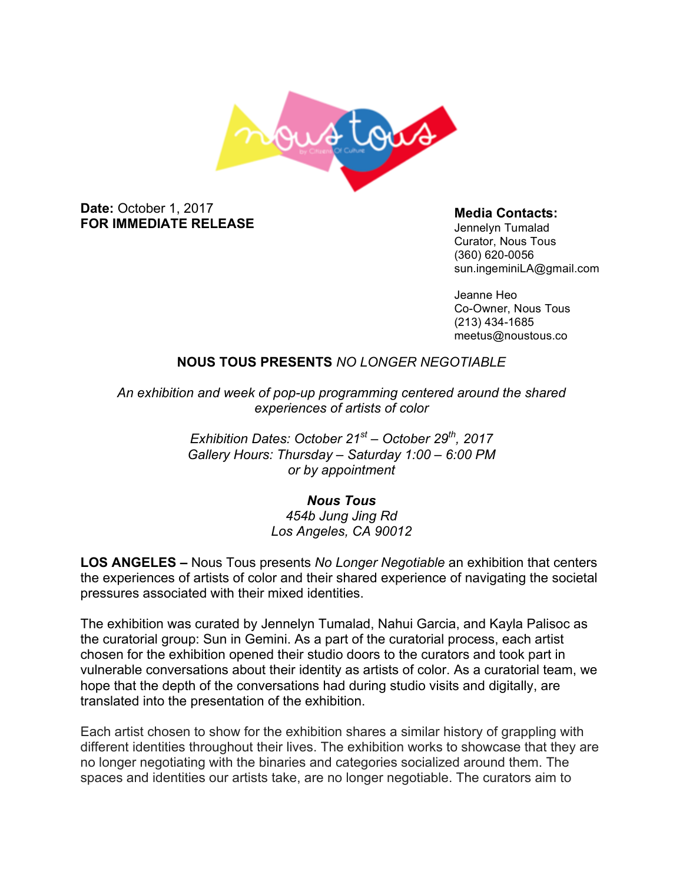**Date:** October 1, 2017
**FOR IMMEDIATE RELEASE**

**Media Contacts:**
Jennelyn Tumalad
Curator, Nous Tous
(360) 620-0056
sun.ingeminiLA@gmail.com

Jeanne Heo
Co-Owner, Nous Tous
(213) 434-1685
meetus@noustous.co

## NOUS TOUS PRESENTS *NO LONGER NEGOTIABLE*

*An exhibition and week of pop-up programming centered around the shared experiences of artists of color*

*Exhibition Dates: October 21st – October 29th, 2017*
*Gallery Hours: Thursday – Saturday 1:00 – 6:00 PM*
*or by appointment*

***Nous Tous***
*454b Jung Jing Rd*
*Los Angeles, CA 90012*

**LOS ANGELES –** Nous Tous presents *No Longer Negotiable* an exhibition that centers the experiences of artists of color and their shared experience of navigating the societal pressures associated with their mixed identities.

The exhibition was curated by Jennelyn Tumalad, Nahui Garcia, and Kayla Palisoc as the curatorial group: Sun in Gemini. As a part of the curatorial process, each artist chosen for the exhibition opened their studio doors to the curators and took part in vulnerable conversations about their identity as artists of color. As a curatorial team, we hope that the depth of the conversations had during studio visits and digitally, are translated into the presentation of the exhibition.

Each artist chosen to show for the exhibition shares a similar history of grappling with different identities throughout their lives. The exhibition works to showcase that they are no longer negotiating with the binaries and categories socialized around them. The spaces and identities our artists take, are no longer negotiable. The curators aim to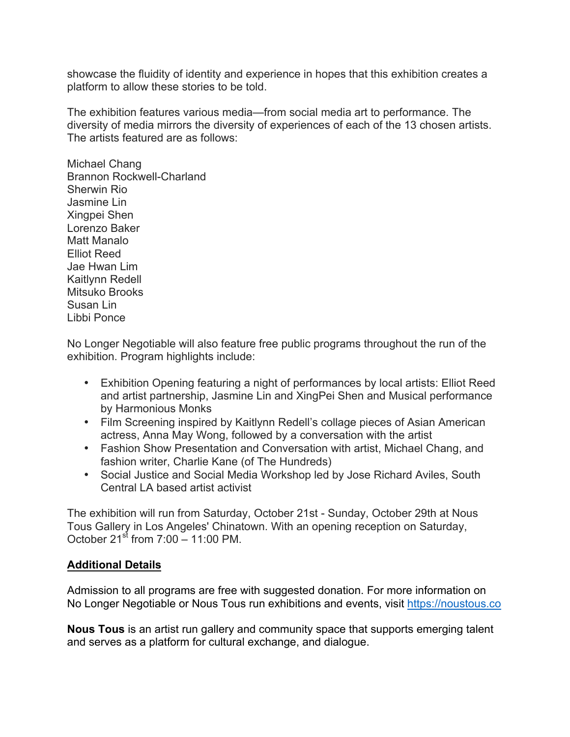showcase the fluidity of identity and experience in hopes that this exhibition creates a platform to allow these stories to be told.

The exhibition features various media—from social media art to performance. The diversity of media mirrors the diversity of experiences of each of the 13 chosen artists. The artists featured are as follows:

Michael Chang
Brannon Rockwell-Charland
Sherwin Rio
Jasmine Lin
Xingpei Shen
Lorenzo Baker
Matt Manalo
Elliot Reed
Jae Hwan Lim
Kaitlynn Redell
Mitsuko Brooks
Susan Lin
Libbi Ponce

No Longer Negotiable will also feature free public programs throughout the run of the exhibition. Program highlights include:

- Exhibition Opening featuring a night of performances by local artists: Elliot Reed and artist partnership, Jasmine Lin and XingPei Shen and Musical performance by Harmonious Monks
- Film Screening inspired by Kaitlynn Redell's collage pieces of Asian American actress, Anna May Wong, followed by a conversation with the artist
- Fashion Show Presentation and Conversation with artist, Michael Chang, and fashion writer, Charlie Kane (of The Hundreds)
- Social Justice and Social Media Workshop led by Jose Richard Aviles, South Central LA based artist activist

The exhibition will run from Saturday, October 21st - Sunday, October 29th at Nous Tous Gallery in Los Angeles' Chinatown. With an opening reception on Saturday, October 21st from 7:00 – 11:00 PM.

## <u>Additional Details</u>

Admission to all programs are free with suggested donation. For more information on No Longer Negotiable or Nous Tous run exhibitions and events, visit [https://noustous.co](https://noustous.co)

**Nous Tous** is an artist run gallery and community space that supports emerging talent and serves as a platform for cultural exchange, and dialogue.